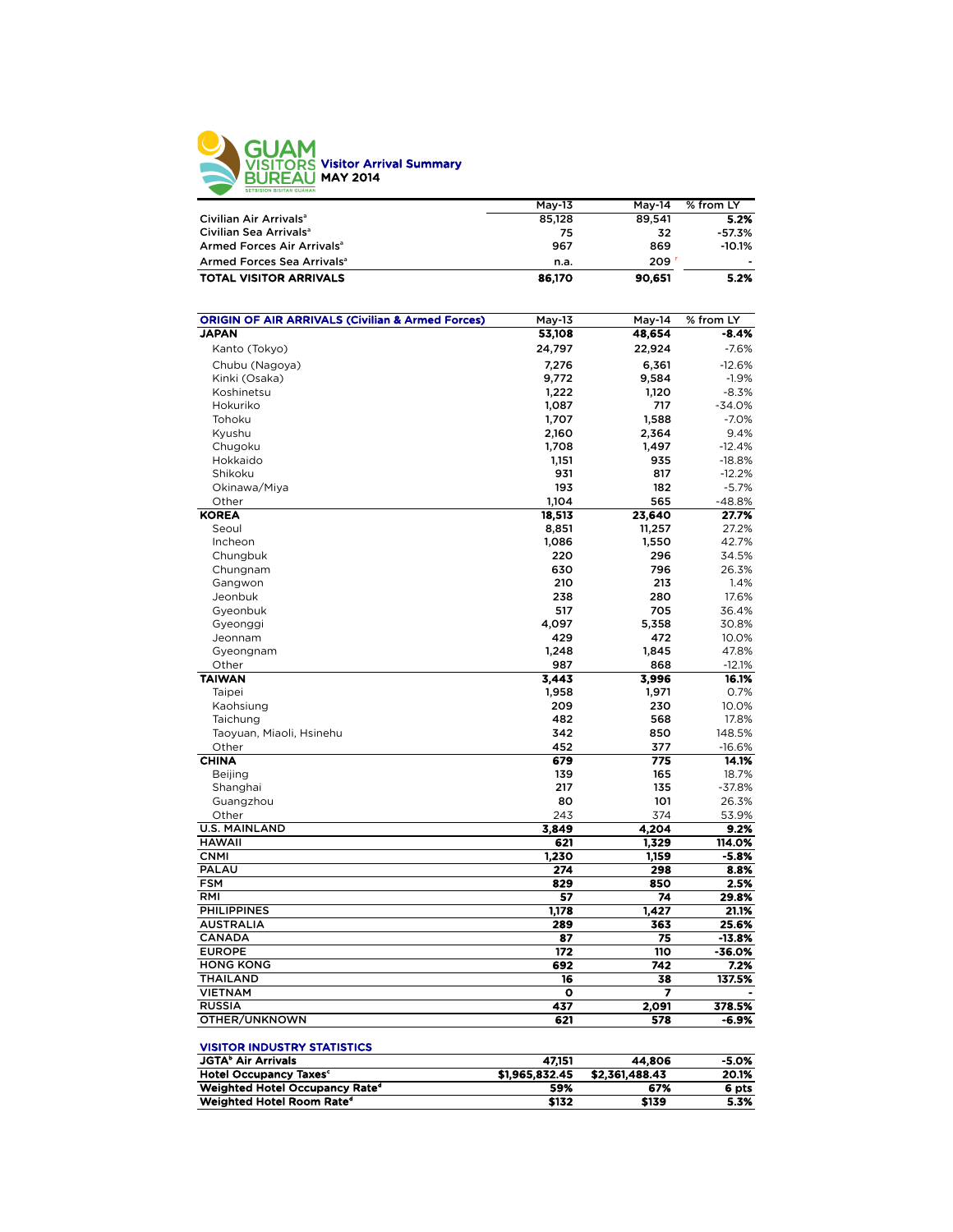# GUAM VISITORS BUREAU

SETBISION BISITAN GUÅHAN

## Visitor Arrival Summary
## MAY 2014

| | May-13 | May-14 | % from LY |
|---|---|---|---|
| Civilian Air Arrivals[a] | 85,128 | 89,541 | 5.2% |
| Civilian Sea Arrivals[a] | 75 | 32 | -57.3% |
| Armed Forces Air Arrivals[a] | 967 | 869 | -10.1% |
| Armed Forces Sea Arrivals[a] | n.a. | 209 [r] | - |
| **TOTAL VISITOR ARRIVALS** | **86,170** | **90,651** | **5.2%** |

| ORIGIN OF AIR ARRIVALS (Civilian & Armed Forces) | May-13 | May-14 | % from LY |
|---|---|---|---|
| **JAPAN** | **53,108** | **48,654** | **-8.4%** |
| Kanto (Tokyo) | 24,797 | 22,924 | -7.6% |
| Chubu (Nagoya) | 7,276 | 6,361 | -12.6% |
| Kinki (Osaka) | 9,772 | 9,584 | -1.9% |
| Koshinetsu | 1,222 | 1,120 | -8.3% |
| Hokuriko | 1,087 | 717 | -34.0% |
| Tohoku | 1,707 | 1,588 | -7.0% |
| Kyushu | 2,160 | 2,364 | 9.4% |
| Chugoku | 1,708 | 1,497 | -12.4% |
| Hokkaido | 1,151 | 935 | -18.8% |
| Shikoku | 931 | 817 | -12.2% |
| Okinawa/Miya | 193 | 182 | -5.7% |
| Other | 1,104 | 565 | -48.8% |
| **KOREA** | **18,513** | **23,640** | **27.7%** |
| Seoul | 8,851 | 11,257 | 27.2% |
| Incheon | 1,086 | 1,550 | 42.7% |
| Chungbuk | 220 | 296 | 34.5% |
| Chungnam | 630 | 796 | 26.3% |
| Gangwon | 210 | 213 | 1.4% |
| Jeonbuk | 238 | 280 | 17.6% |
| Gyeonbuk | 517 | 705 | 36.4% |
| Gyeonggi | 4,097 | 5,358 | 30.8% |
| Jeonnam | 429 | 472 | 10.0% |
| Gyeongnam | 1,248 | 1,845 | 47.8% |
| Other | 987 | 868 | -12.1% |
| **TAIWAN** | **3,443** | **3,996** | **16.1%** |
| Taipei | 1,958 | 1,971 | 0.7% |
| Kaohsiung | 209 | 230 | 10.0% |
| Taichung | 482 | 568 | 17.8% |
| Taoyuan, Miaoli, Hsinehu | 342 | 850 | 148.5% |
| Other | 452 | 377 | -16.6% |
| **CHINA** | **679** | **775** | **14.1%** |
| Beijing | 139 | 165 | 18.7% |
| Shanghai | 217 | 135 | -37.8% |
| Guangzhou | 80 | 101 | 26.3% |
| Other | 243 | 374 | 53.9% |
| **U.S. MAINLAND** | **3,849** | **4,204** | **9.2%** |
| **HAWAII** | **621** | **1,329** | **114.0%** |
| **CNMI** | **1,230** | **1,159** | **-5.8%** |
| **PALAU** | **274** | **298** | **8.8%** |
| **FSM** | **829** | **850** | **2.5%** |
| **RMI** | **57** | **74** | **29.8%** |
| **PHILIPPINES** | **1,178** | **1,427** | **21.1%** |
| **AUSTRALIA** | **289** | **363** | **25.6%** |
| **CANADA** | **87** | **75** | **-13.8%** |
| **EUROPE** | **172** | **110** | **-36.0%** |
| **HONG KONG** | **692** | **742** | **7.2%** |
| **THAILAND** | **16** | **38** | **137.5%** |
| **VIETNAM** | **0** | **7** | **-** |
| **RUSSIA** | **437** | **2,091** | **378.5%** |
| **OTHER/UNKNOWN** | **621** | **578** | **-6.9%** |

| VISITOR INDUSTRY STATISTICS | | | |
|---|---|---|---|
| JGTA[b] Air Arrivals | 47,151 | 44,806 | -5.0% |
| Hotel Occupancy Taxes[c] | $1,965,832.45 | $2,361,488.43 | 20.1% |
| Weighted Hotel Occupancy Rate[d] | 59% | 67% | 6 pts |
| Weighted Hotel Room Rate[d] | $132 | $139 | 5.3% |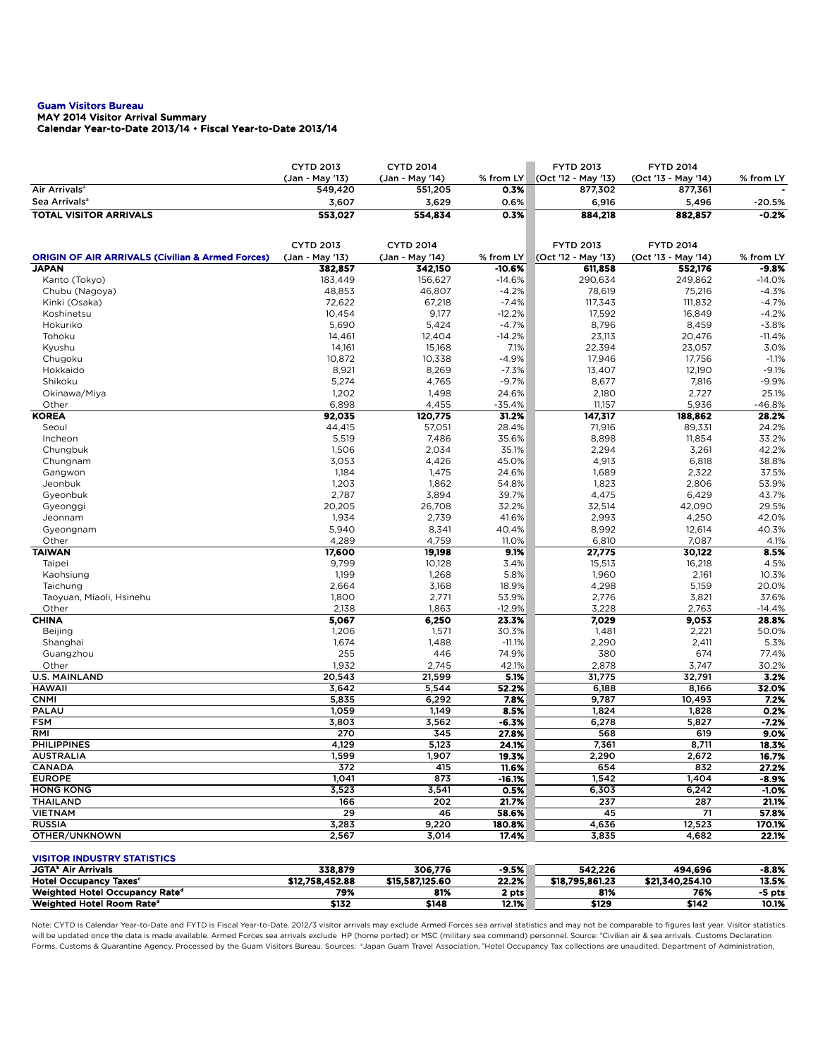**Guam Visitors Bureau**
**MAY 2014 Visitor Arrival Summary**
**Calendar Year-to-Date 2013/14 • Fiscal Year-to-Date 2013/14**

| | CYTD 2013 (Jan - May '13) | CYTD 2014 (Jan - May '14) | % from LY | FYTD 2013 (Oct '12 - May '13) | FYTD 2014 (Oct '13 - May '14) | % from LY |
|---|---|---|---|---|---|---|
| Air Arrivals[a] | 549,420 | 551,205 | 0.3% | 877,302 | 877,361 | - |
| Sea Arrivals[a] | 3,607 | 3,629 | 0.6% | 6,916 | 5,496 | -20.5% |
| **TOTAL VISITOR ARRIVALS** | **553,027** | **554,834** | **0.3%** | **884,218** | **882,857** | **-0.2%** |

| ORIGIN OF AIR ARRIVALS (Civilian & Armed Forces) | CYTD 2013 (Jan - May '13) | CYTD 2014 (Jan - May '14) | % from LY | FYTD 2013 (Oct '12 - May '13) | FYTD 2014 (Oct '13 - May '14) | % from LY |
|---|---|---|---|---|---|---|
| **JAPAN** | **382,857** | **342,150** | **-10.6%** | **611,858** | **552,176** | **-9.8%** |
| Kanto (Tokyo) | 183,449 | 156,627 | -14.6% | 290,634 | 249,862 | -14.0% |
| Chubu (Nagoya) | 48,853 | 46,807 | -4.2% | 78,619 | 75,216 | -4.3% |
| Kinki (Osaka) | 72,622 | 67,218 | -7.4% | 117,343 | 111,832 | -4.7% |
| Koshinetsu | 10,454 | 9,177 | -12.2% | 17,592 | 16,849 | -4.2% |
| Hokuriko | 5,690 | 5,424 | -4.7% | 8,796 | 8,459 | -3.8% |
| Tohoku | 14,461 | 12,404 | -14.2% | 23,113 | 20,476 | -11.4% |
| Kyushu | 14,161 | 15,168 | 7.1% | 22,394 | 23,057 | 3.0% |
| Chugoku | 10,872 | 10,338 | -4.9% | 17,946 | 17,756 | -1.1% |
| Hokkaido | 8,921 | 8,269 | -7.3% | 13,407 | 12,190 | -9.1% |
| Shikoku | 5,274 | 4,765 | -9.7% | 8,677 | 7,816 | -9.9% |
| Okinawa/Miya | 1,202 | 1,498 | 24.6% | 2,180 | 2,727 | 25.1% |
| Other | 6,898 | 4,455 | -35.4% | 11,157 | 5,936 | -46.8% |
| **KOREA** | **92,035** | **120,775** | **31.2%** | **147,317** | **188,862** | **28.2%** |
| Seoul | 44,415 | 57,051 | 28.4% | 71,916 | 89,331 | 24.2% |
| Incheon | 5,519 | 7,486 | 35.6% | 8,898 | 11,854 | 33.2% |
| Chungbuk | 1,506 | 2,034 | 35.1% | 2,294 | 3,261 | 42.2% |
| Chungnam | 3,053 | 4,426 | 45.0% | 4,913 | 6,818 | 38.8% |
| Gangwon | 1,184 | 1,475 | 24.6% | 1,689 | 2,322 | 37.5% |
| Jeonbuk | 1,203 | 1,862 | 54.8% | 1,823 | 2,806 | 53.9% |
| Gyeonbuk | 2,787 | 3,894 | 39.7% | 4,475 | 6,429 | 43.7% |
| Gyeonggi | 20,205 | 26,708 | 32.2% | 32,514 | 42,090 | 29.5% |
| Jeonnam | 1,934 | 2,739 | 41.6% | 2,993 | 4,250 | 42.0% |
| Gyeongnam | 5,940 | 8,341 | 40.4% | 8,992 | 12,614 | 40.3% |
| Other | 4,289 | 4,759 | 11.0% | 6,810 | 7,087 | 4.1% |
| **TAIWAN** | **17,600** | **19,198** | **9.1%** | **27,775** | **30,122** | **8.5%** |
| Taipei | 9,799 | 10,128 | 3.4% | 15,513 | 16,218 | 4.5% |
| Kaohsiung | 1,199 | 1,268 | 5.8% | 1,960 | 2,161 | 10.3% |
| Taichung | 2,664 | 3,168 | 18.9% | 4,298 | 5,159 | 20.0% |
| Taoyuan, Miaoli, Hsinehu | 1,800 | 2,771 | 53.9% | 2,776 | 3,821 | 37.6% |
| Other | 2,138 | 1,863 | -12.9% | 3,228 | 2,763 | -14.4% |
| **CHINA** | **5,067** | **6,250** | **23.3%** | **7,029** | **9,053** | **28.8%** |
| Beijing | 1,206 | 1,571 | 30.3% | 1,481 | 2,221 | 50.0% |
| Shanghai | 1,674 | 1,488 | -11.1% | 2,290 | 2,411 | 5.3% |
| Guangzhou | 255 | 446 | 74.9% | 380 | 674 | 77.4% |
| Other | 1,932 | 2,745 | 42.1% | 2,878 | 3,747 | 30.2% |
| **U.S. MAINLAND** | **20,543** | **21,599** | **5.1%** | **31,775** | **32,791** | **3.2%** |
| **HAWAII** | **3,642** | **5,544** | **52.2%** | **6,188** | **8,166** | **32.0%** |
| **CNMI** | **5,835** | **6,292** | **7.8%** | **9,787** | **10,493** | **7.2%** |
| **PALAU** | **1,059** | **1,149** | **8.5%** | **1,824** | **1,828** | **0.2%** |
| **FSM** | **3,803** | **3,562** | **-6.3%** | **6,278** | **5,827** | **-7.2%** |
| **RMI** | **270** | **345** | **27.8%** | **568** | **619** | **9.0%** |
| **PHILIPPINES** | **4,129** | **5,123** | **24.1%** | **7,361** | **8,711** | **18.3%** |
| **AUSTRALIA** | **1,599** | **1,907** | **19.3%** | **2,290** | **2,672** | **16.7%** |
| **CANADA** | **372** | **415** | **11.6%** | **654** | **832** | **27.2%** |
| **EUROPE** | **1,041** | **873** | **-16.1%** | **1,542** | **1,404** | **-8.9%** |
| **HONG KONG** | **3,523** | **3,541** | **0.5%** | **6,303** | **6,242** | **-1.0%** |
| **THAILAND** | **166** | **202** | **21.7%** | **237** | **287** | **21.1%** |
| **VIETNAM** | **29** | **46** | **58.6%** | **45** | **71** | **57.8%** |
| **RUSSIA** | **3,283** | **9,220** | **180.8%** | **4,636** | **12,523** | **170.1%** |
| **OTHER/UNKNOWN** | **2,567** | **3,014** | **17.4%** | **3,835** | **4,682** | **22.1%** |

| VISITOR INDUSTRY STATISTICS | CYTD 2013 | CYTD 2014 | % from LY | FYTD 2013 | FYTD 2014 | % from LY |
|---|---|---|---|---|---|---|
| **JGTA[b] Air Arrivals** | **338,879** | **306,776** | **-9.5%** | **542,226** | **494,696** | **-8.8%** |
| **Hotel Occupancy Taxes[c]** | **$12,758,452.88** | **$15,587,125.60** | **22.2%** | **$18,795,861.23** | **$21,340,254.10** | **13.5%** |
| **Weighted Hotel Occupancy Rate[d]** | **79%** | **81%** | **2 pts** | **81%** | **76%** | **-5 pts** |
| **Weighted Hotel Room Rate[d]** | **$132** | **$148** | **12.1%** | **$129** | **$142** | **10.1%** |

Note: CYTD is Calendar Year-to-Date and FYTD is Fiscal Year-to-Date. 2012/3 visitor arrivals may exclude Armed Forces sea arrival statistics and may not be comparable to figures last year. Visitor statistics will be updated once the data is made available. Armed Forces sea arrivals exclude HP (home ported) or MSC (military sea command) personnel. Source: [a]Civilian air & sea arrivals. Customs Declaration Forms, Customs & Quarantine Agency. Processed by the Guam Visitors Bureau. Sources: [b]Japan Guam Travel Association, [c]Hotel Occupancy Tax collections are unaudited. Department of Administration,